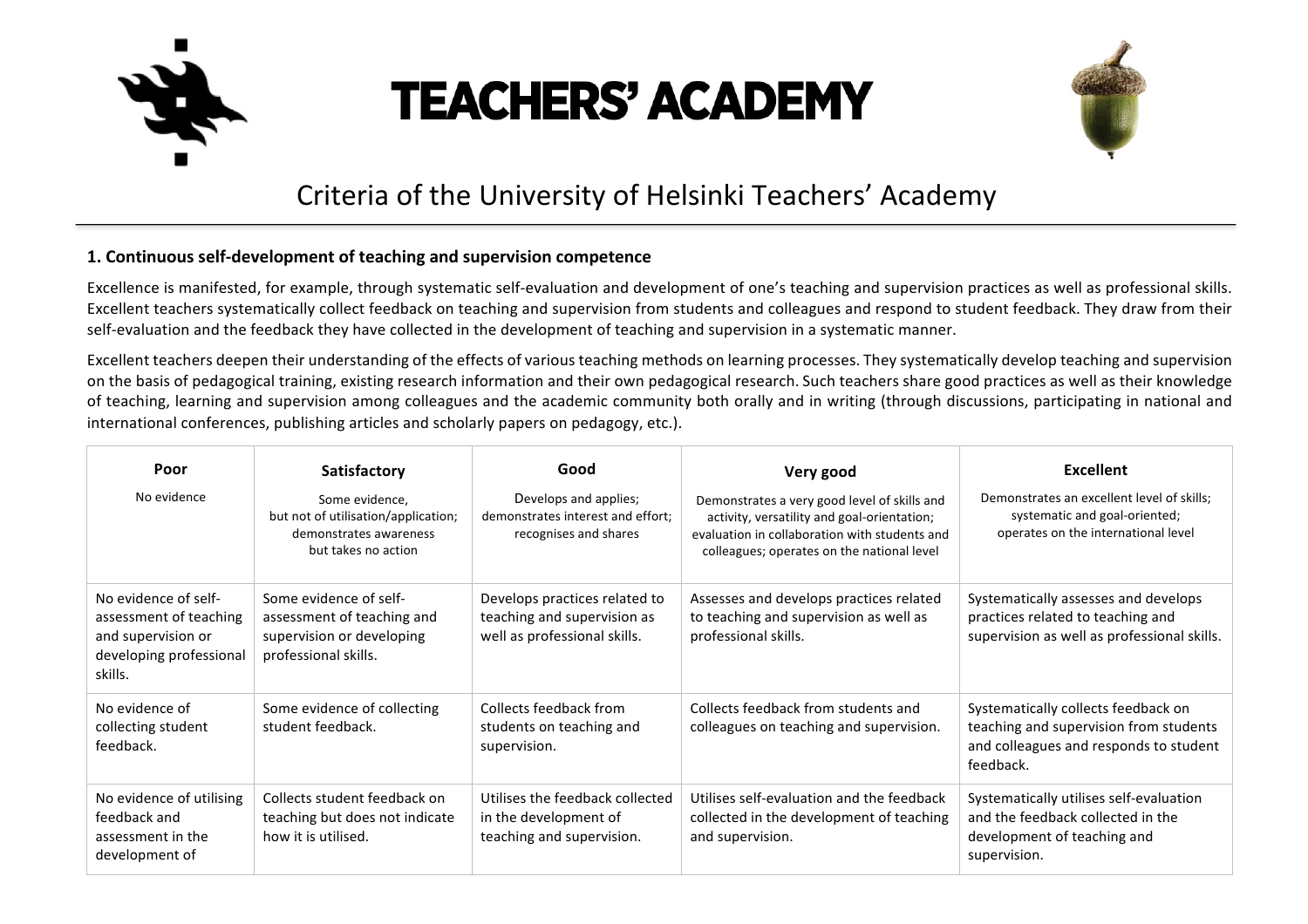# TEACHERS' ACADEMY

## Criteria of the University of Helsinki Teachers' Academy

### 1. Continuous self-development of teaching and supervision competence

Excellence is manifested, for example, through systematic self-evaluation and development of one's teaching and supervision practices as well as professional skills. Excellent teachers systematically collect feedback on teaching and supervision from students and colleagues and respond to student feedback. They draw from their self-evaluation and the feedback they have collected in the development of teaching and supervision in a systematic manner.

Excellent teachers deepen their understanding of the effects of various teaching methods on learning processes. They systematically develop teaching and supervision on the basis of pedagogical training, existing research information and their own pedagogical research. Such teachers share good practices as well as their knowledge of teaching, learning and supervision among colleagues and the academic community both orally and in writing (through discussions, participating in national and international conferences, publishing articles and scholarly papers on pedagogy, etc.).

| **Poor**<br>No evidence | **Satisfactory**<br>Some evidence, but not of utilisation/application; demonstrates awareness but takes no action | **Good**<br>Develops and applies; demonstrates interest and effort; recognises and shares | **Very good**<br>Demonstrates a very good level of skills and activity, versatility and goal-orientation; evaluation in collaboration with students and colleagues; operates on the national level | **Excellent**<br>Demonstrates an excellent level of skills; systematic and goal-oriented; operates on the international level |
|---|---|---|---|---|
| No evidence of self-assessment of teaching and supervision or developing professional skills. | Some evidence of self-assessment of teaching and supervision or developing professional skills. | Develops practices related to teaching and supervision as well as professional skills. | Assesses and develops practices related to teaching and supervision as well as professional skills. | Systematically assesses and develops practices related to teaching and supervision as well as professional skills. |
| No evidence of collecting student feedback. | Some evidence of collecting student feedback. | Collects feedback from students on teaching and supervision. | Collects feedback from students and colleagues on teaching and supervision. | Systematically collects feedback on teaching and supervision from students and colleagues and responds to student feedback. |
| No evidence of utilising feedback and assessment in the development of | Collects student feedback on teaching but does not indicate how it is utilised. | Utilises the feedback collected in the development of teaching and supervision. | Utilises self-evaluation and the feedback collected in the development of teaching and supervision. | Systematically utilises self-evaluation and the feedback collected in the development of teaching and supervision. |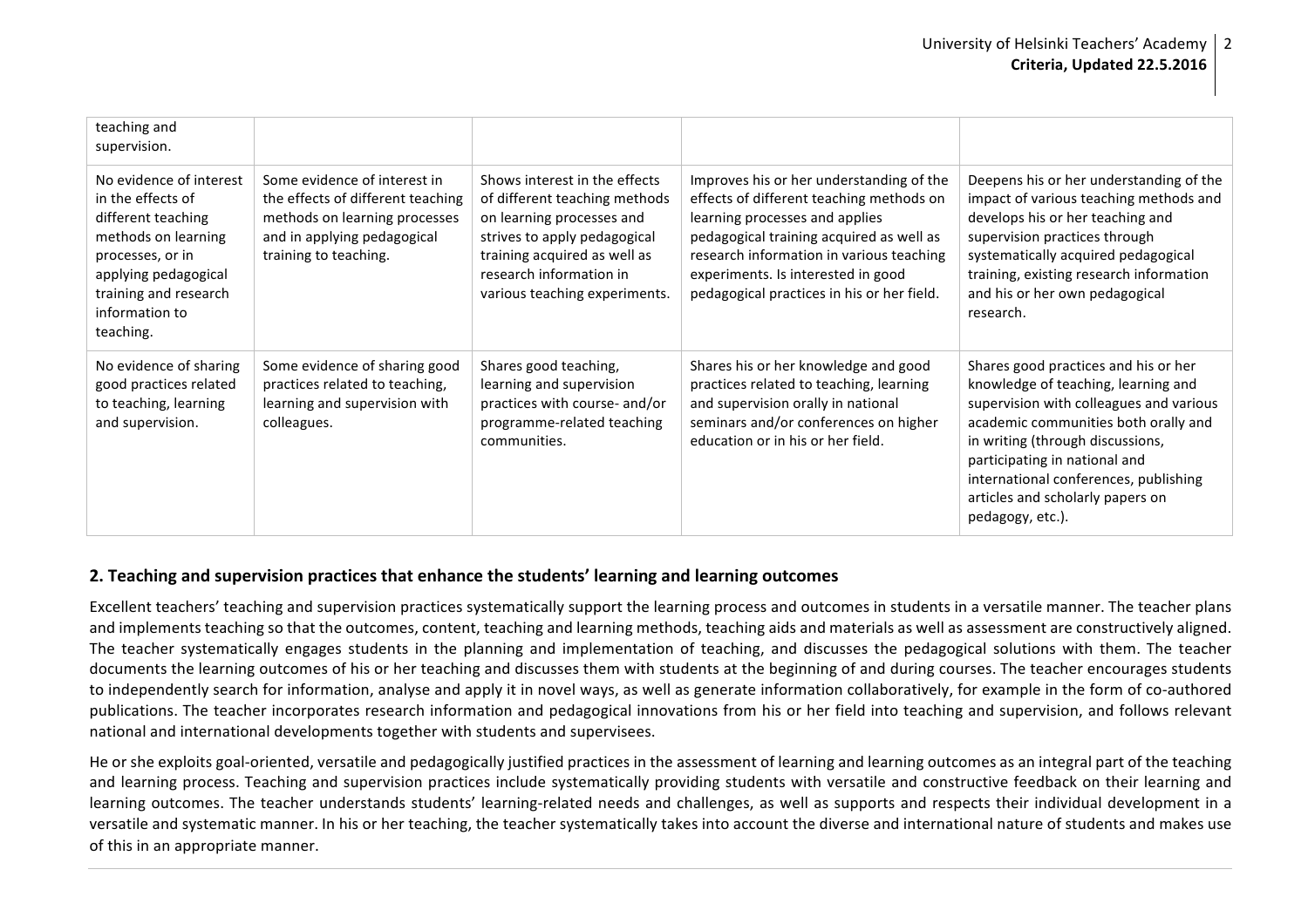| | | | | |
|---|---|---|---|---|
| teaching and supervision. | | | | |
| No evidence of interest in the effects of different teaching methods on learning processes, or in applying pedagogical training and research information to teaching. | Some evidence of interest in the effects of different teaching methods on learning processes and in applying pedagogical training to teaching. | Shows interest in the effects of different teaching methods on learning processes and strives to apply pedagogical training acquired as well as research information in various teaching experiments. | Improves his or her understanding of the effects of different teaching methods on learning processes and applies pedagogical training acquired as well as research information in various teaching experiments. Is interested in good pedagogical practices in his or her field. | Deepens his or her understanding of the impact of various teaching methods and develops his or her teaching and supervision practices through systematically acquired pedagogical training, existing research information and his or her own pedagogical research. |
| No evidence of sharing good practices related to teaching, learning and supervision. | Some evidence of sharing good practices related to teaching, learning and supervision with colleagues. | Shares good teaching, learning and supervision practices with course- and/or programme-related teaching communities. | Shares his or her knowledge and good practices related to teaching, learning and supervision orally in national seminars and/or conferences on higher education or in his or her field. | Shares good practices and his or her knowledge of teaching, learning and supervision with colleagues and various academic communities both orally and in writing (through discussions, participating in national and international conferences, publishing articles and scholarly papers on pedagogy, etc.). |

## 2. Teaching and supervision practices that enhance the students' learning and learning outcomes

Excellent teachers' teaching and supervision practices systematically support the learning process and outcomes in students in a versatile manner. The teacher plans and implements teaching so that the outcomes, content, teaching and learning methods, teaching aids and materials as well as assessment are constructively aligned. The teacher systematically engages students in the planning and implementation of teaching, and discusses the pedagogical solutions with them. The teacher documents the learning outcomes of his or her teaching and discusses them with students at the beginning of and during courses. The teacher encourages students to independently search for information, analyse and apply it in novel ways, as well as generate information collaboratively, for example in the form of co-authored publications. The teacher incorporates research information and pedagogical innovations from his or her field into teaching and supervision, and follows relevant national and international developments together with students and supervisees.

He or she exploits goal-oriented, versatile and pedagogically justified practices in the assessment of learning and learning outcomes as an integral part of the teaching and learning process. Teaching and supervision practices include systematically providing students with versatile and constructive feedback on their learning and learning outcomes. The teacher understands students' learning-related needs and challenges, as well as supports and respects their individual development in a versatile and systematic manner. In his or her teaching, the teacher systematically takes into account the diverse and international nature of students and makes use of this in an appropriate manner.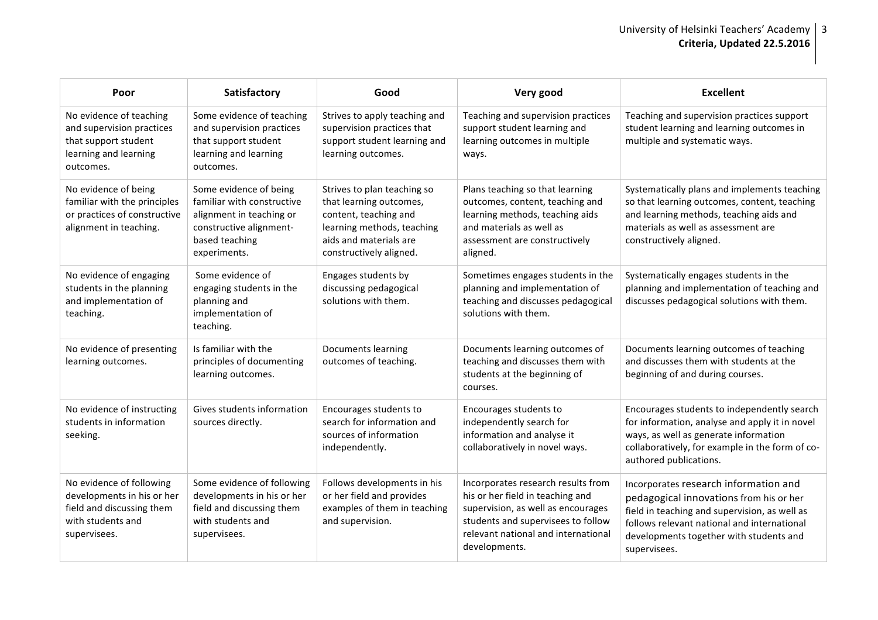| Poor | Satisfactory | Good | Very good | Excellent |
|---|---|---|---|---|
| No evidence of teaching and supervision practices that support student learning and learning outcomes. | Some evidence of teaching and supervision practices that support student learning and learning outcomes. | Strives to apply teaching and supervision practices that support student learning and learning outcomes. | Teaching and supervision practices support student learning and learning outcomes in multiple ways. | Teaching and supervision practices support student learning and learning outcomes in multiple and systematic ways. |
| No evidence of being familiar with the principles or practices of constructive alignment in teaching. | Some evidence of being familiar with constructive alignment in teaching or constructive alignment-based teaching experiments. | Strives to plan teaching so that learning outcomes, content, teaching and learning methods, teaching aids and materials are constructively aligned. | Plans teaching so that learning outcomes, content, teaching and learning methods, teaching aids and materials as well as assessment are constructively aligned. | Systematically plans and implements teaching so that learning outcomes, content, teaching and learning methods, teaching aids and materials as well as assessment are constructively aligned. |
| No evidence of engaging students in the planning and implementation of teaching. | Some evidence of engaging students in the planning and implementation of teaching. | Engages students by discussing pedagogical solutions with them. | Sometimes engages students in the planning and implementation of teaching and discusses pedagogical solutions with them. | Systematically engages students in the planning and implementation of teaching and discusses pedagogical solutions with them. |
| No evidence of presenting learning outcomes. | Is familiar with the principles of documenting learning outcomes. | Documents learning outcomes of teaching. | Documents learning outcomes of teaching and discusses them with students at the beginning of courses. | Documents learning outcomes of teaching and discusses them with students at the beginning of and during courses. |
| No evidence of instructing students in information seeking. | Gives students information sources directly. | Encourages students to search for information and sources of information independently. | Encourages students to independently search for information and analyse it collaboratively in novel ways. | Encourages students to independently search for information, analyse and apply it in novel ways, as well as generate information collaboratively, for example in the form of co-authored publications. |
| No evidence of following developments in his or her field and discussing them with students and supervisees. | Some evidence of following developments in his or her field and discussing them with students and supervisees. | Follows developments in his or her field and provides examples of them in teaching and supervision. | Incorporates research results from his or her field in teaching and supervision, as well as encourages students and supervisees to follow relevant national and international developments. | Incorporates research information and pedagogical innovations from his or her field in teaching and supervision, as well as follows relevant national and international developments together with students and supervisees. |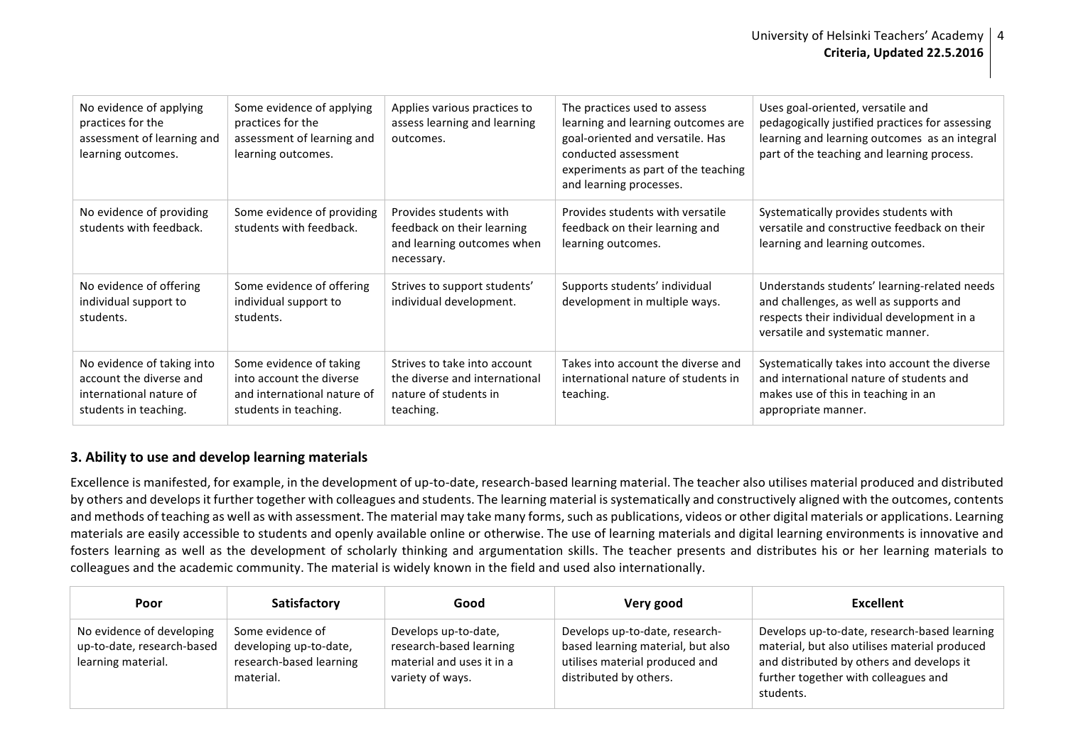| | | | | |
|---|---|---|---|---|
| No evidence of applying practices for the assessment of learning and learning outcomes. | Some evidence of applying practices for the assessment of learning and learning outcomes. | Applies various practices to assess learning and learning outcomes. | The practices used to assess learning and learning outcomes are goal-oriented and versatile. Has conducted assessment experiments as part of the teaching and learning processes. | Uses goal-oriented, versatile and pedagogically justified practices for assessing learning and learning outcomes as an integral part of the teaching and learning process. |
| No evidence of providing students with feedback. | Some evidence of providing students with feedback. | Provides students with feedback on their learning and learning outcomes when necessary. | Provides students with versatile feedback on their learning and learning outcomes. | Systematically provides students with versatile and constructive feedback on their learning and learning outcomes. |
| No evidence of offering individual support to students. | Some evidence of offering individual support to students. | Strives to support students' individual development. | Supports students' individual development in multiple ways. | Understands students' learning-related needs and challenges, as well as supports and respects their individual development in a versatile and systematic manner. |
| No evidence of taking into account the diverse and international nature of students in teaching. | Some evidence of taking into account the diverse and international nature of students in teaching. | Strives to take into account the diverse and international nature of students in teaching. | Takes into account the diverse and international nature of students in teaching. | Systematically takes into account the diverse and international nature of students and makes use of this in teaching in an appropriate manner. |

## 3. Ability to use and develop learning materials

Excellence is manifested, for example, in the development of up-to-date, research-based learning material. The teacher also utilises material produced and distributed by others and develops it further together with colleagues and students. The learning material is systematically and constructively aligned with the outcomes, contents and methods of teaching as well as with assessment. The material may take many forms, such as publications, videos or other digital materials or applications. Learning materials are easily accessible to students and openly available online or otherwise. The use of learning materials and digital learning environments is innovative and fosters learning as well as the development of scholarly thinking and argumentation skills. The teacher presents and distributes his or her learning materials to colleagues and the academic community. The material is widely known in the field and used also internationally.

| Poor | Satisfactory | Good | Very good | Excellent |
|---|---|---|---|---|
| No evidence of developing up-to-date, research-based learning material. | Some evidence of developing up-to-date, research-based learning material. | Develops up-to-date, research-based learning material and uses it in a variety of ways. | Develops up-to-date, research-based learning material, but also utilises material produced and distributed by others. | Develops up-to-date, research-based learning material, but also utilises material produced and distributed by others and develops it further together with colleagues and students. |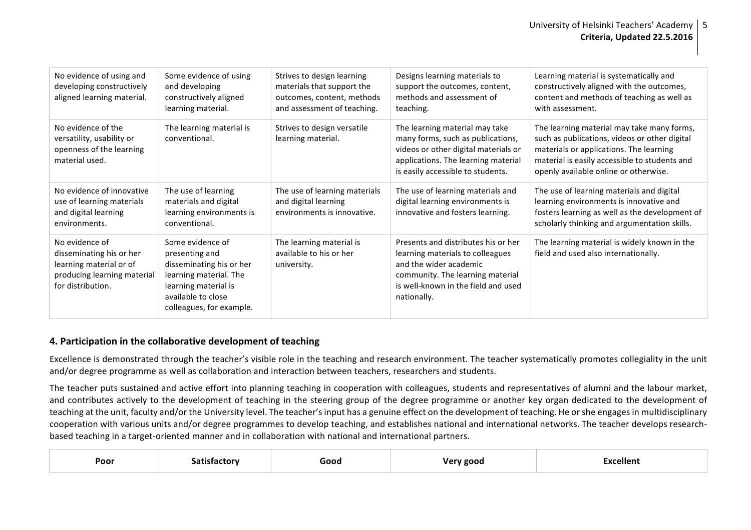| | | | | |
|---|---|---|---|---|
| No evidence of using and developing constructively aligned learning material. | Some evidence of using and developing constructively aligned learning material. | Strives to design learning materials that support the outcomes, content, methods and assessment of teaching. | Designs learning materials to support the outcomes, content, methods and assessment of teaching. | Learning material is systematically and constructively aligned with the outcomes, content and methods of teaching as well as with assessment. |
| No evidence of the versatility, usability or openness of the learning material used. | The learning material is conventional. | Strives to design versatile learning material. | The learning material may take many forms, such as publications, videos or other digital materials or applications. The learning material is easily accessible to students. | The learning material may take many forms, such as publications, videos or other digital materials or applications. The learning material is easily accessible to students and openly available online or otherwise. |
| No evidence of innovative use of learning materials and digital learning environments. | The use of learning materials and digital learning environments is conventional. | The use of learning materials and digital learning environments is innovative. | The use of learning materials and digital learning environments is innovative and fosters learning. | The use of learning materials and digital learning environments is innovative and fosters learning as well as the development of scholarly thinking and argumentation skills. |
| No evidence of disseminating his or her learning material or of producing learning material for distribution. | Some evidence of presenting and disseminating his or her learning material. The learning material is available to close colleagues, for example. | The learning material is available to his or her university. | Presents and distributes his or her learning materials to colleagues and the wider academic community. The learning material is well-known in the field and used nationally. | The learning material is widely known in the field and used also internationally. |

## 4. Participation in the collaborative development of teaching

Excellence is demonstrated through the teacher's visible role in the teaching and research environment. The teacher systematically promotes collegiality in the unit and/or degree programme as well as collaboration and interaction between teachers, researchers and students.

The teacher puts sustained and active effort into planning teaching in cooperation with colleagues, students and representatives of alumni and the labour market, and contributes actively to the development of teaching in the steering group of the degree programme or another key organ dedicated to the development of teaching at the unit, faculty and/or the University level. The teacher's input has a genuine effect on the development of teaching. He or she engages in multidisciplinary cooperation with various units and/or degree programmes to develop teaching, and establishes national and international networks. The teacher develops research-based teaching in a target-oriented manner and in collaboration with national and international partners.

| Poor | Satisfactory | Good | Very good | Excellent |
|---|---|---|---|---|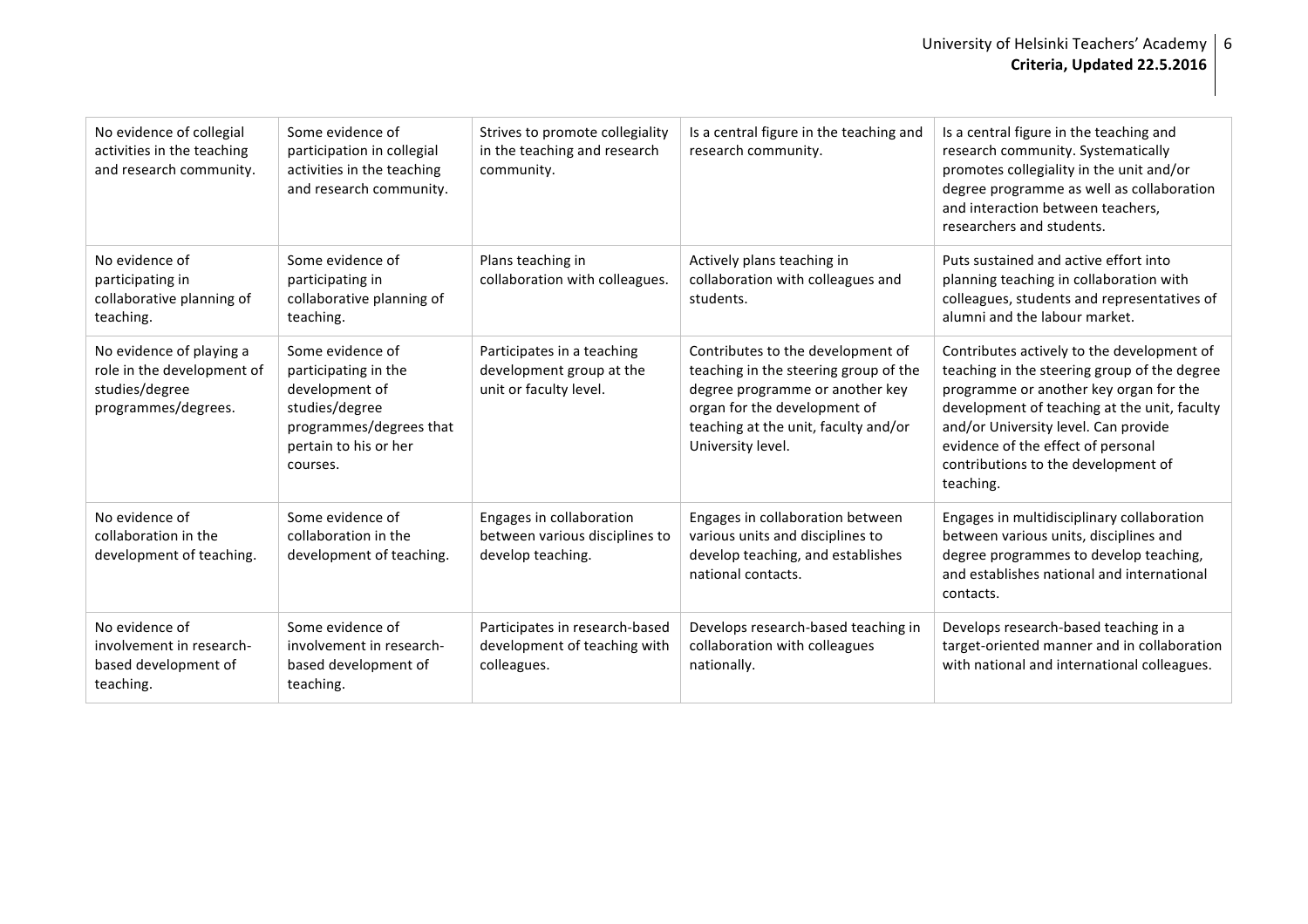| | | | | |
|---|---|---|---|---|
| No evidence of collegial activities in the teaching and research community. | Some evidence of participation in collegial activities in the teaching and research community. | Strives to promote collegiality in the teaching and research community. | Is a central figure in the teaching and research community. | Is a central figure in the teaching and research community. Systematically promotes collegiality in the unit and/or degree programme as well as collaboration and interaction between teachers, researchers and students. |
| No evidence of participating in collaborative planning of teaching. | Some evidence of participating in collaborative planning of teaching. | Plans teaching in collaboration with colleagues. | Actively plans teaching in collaboration with colleagues and students. | Puts sustained and active effort into planning teaching in collaboration with colleagues, students and representatives of alumni and the labour market. |
| No evidence of playing a role in the development of studies/degree programmes/degrees. | Some evidence of participating in the development of studies/degree programmes/degrees that pertain to his or her courses. | Participates in a teaching development group at the unit or faculty level. | Contributes to the development of teaching in the steering group of the degree programme or another key organ for the development of teaching at the unit, faculty and/or University level. | Contributes actively to the development of teaching in the steering group of the degree programme or another key organ for the development of teaching at the unit, faculty and/or University level. Can provide evidence of the effect of personal contributions to the development of teaching. |
| No evidence of collaboration in the development of teaching. | Some evidence of collaboration in the development of teaching. | Engages in collaboration between various disciplines to develop teaching. | Engages in collaboration between various units and disciplines to develop teaching, and establishes national contacts. | Engages in multidisciplinary collaboration between various units, disciplines and degree programmes to develop teaching, and establishes national and international contacts. |
| No evidence of involvement in research-based development of teaching. | Some evidence of involvement in research-based development of teaching. | Participates in research-based development of teaching with colleagues. | Develops research-based teaching in collaboration with colleagues nationally. | Develops research-based teaching in a target-oriented manner and in collaboration with national and international colleagues. |